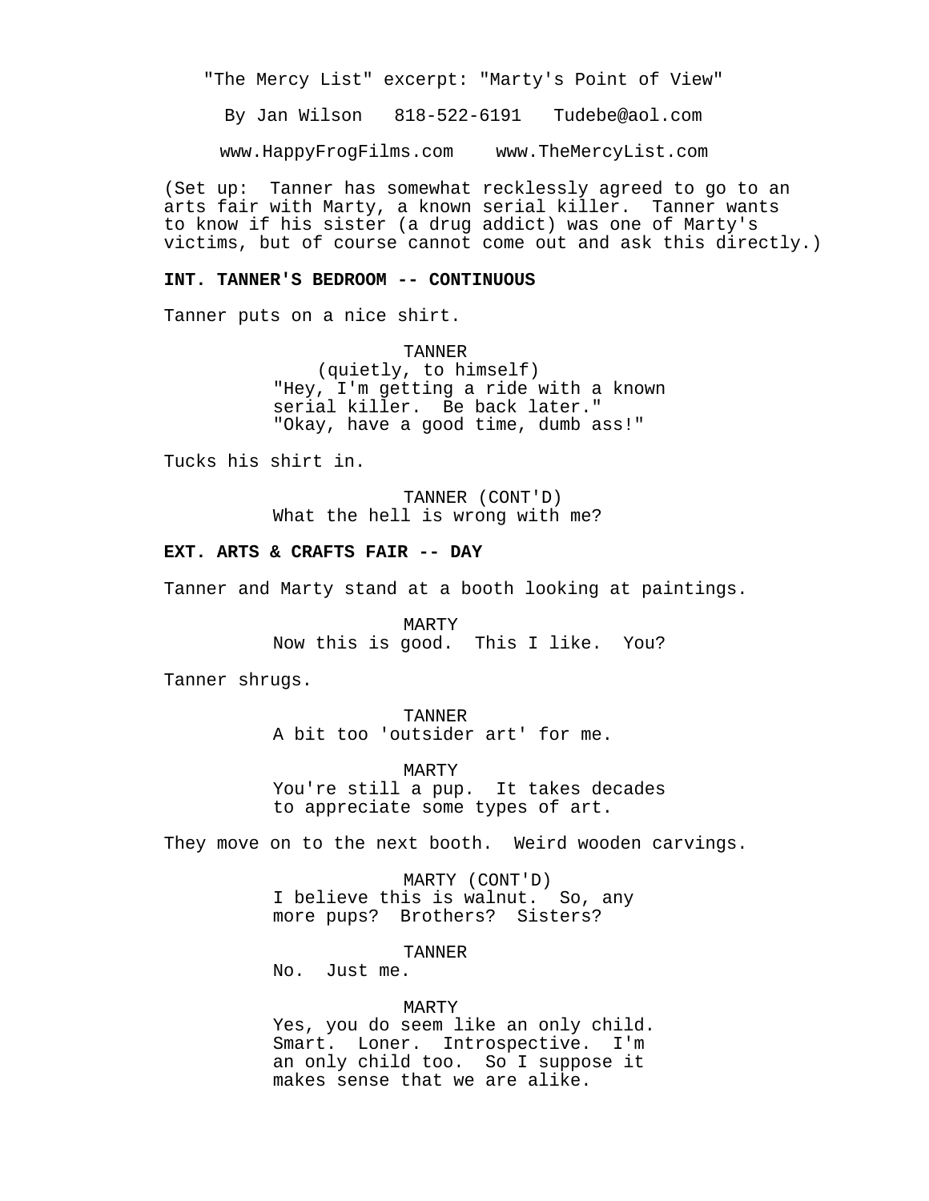"The Mercy List" excerpt: "Marty's Point of View"

By Jan Wilson 818-522-6191 Tudebe@aol.com

www.HappyFrogFilms.com www.TheMercyList.com

(Set up: Tanner has somewhat recklessly agreed to go to an arts fair with Marty, a known serial killer. Tanner wants to know if his sister (a drug addict) was one of Marty's victims, but of course cannot come out and ask this directly.)

**INT. TANNER'S BEDROOM -- CONTINUOUS**

Tanner puts on a nice shirt.

TANNER
(quietly, to himself)
"Hey, I'm getting a ride with a known serial killer. Be back later."
"Okay, have a good time, dumb ass!"

Tucks his shirt in.

TANNER (CONT'D)
What the hell is wrong with me?

**EXT. ARTS & CRAFTS FAIR -- DAY**

Tanner and Marty stand at a booth looking at paintings.

MARTY
Now this is good. This I like. You?

Tanner shrugs.

TANNER
A bit too 'outsider art' for me.

MARTY
You're still a pup. It takes decades to appreciate some types of art.

They move on to the next booth. Weird wooden carvings.

MARTY (CONT'D)
I believe this is walnut. So, any more pups? Brothers? Sisters?

TANNER
No. Just me.

MARTY
Yes, you do seem like an only child. Smart. Loner. Introspective. I'm an only child too. So I suppose it makes sense that we are alike.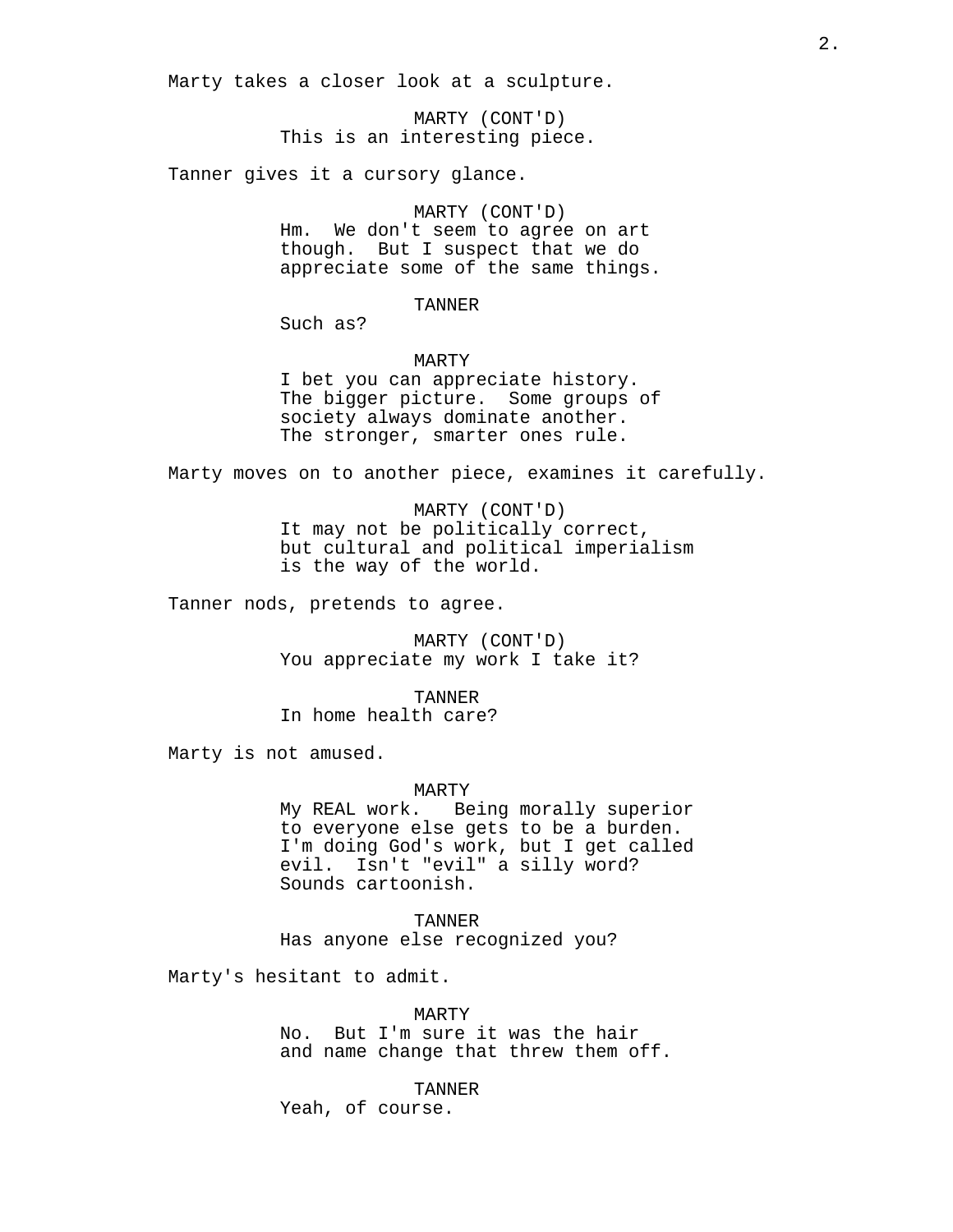Marty takes a closer look at a sculpture.

MARTY (CONT'D)
This is an interesting piece.

Tanner gives it a cursory glance.

MARTY (CONT'D)
Hm. We don't seem to agree on art though. But I suspect that we do appreciate some of the same things.

TANNER
Such as?

MARTY
I bet you can appreciate history. The bigger picture. Some groups of society always dominate another. The stronger, smarter ones rule.

Marty moves on to another piece, examines it carefully.

MARTY (CONT'D)
It may not be politically correct, but cultural and political imperialism is the way of the world.

Tanner nods, pretends to agree.

MARTY (CONT'D)
You appreciate my work I take it?

TANNER
In home health care?

Marty is not amused.

MARTY
My REAL work. Being morally superior to everyone else gets to be a burden. I'm doing God's work, but I get called evil. Isn't "evil" a silly word? Sounds cartoonish.

TANNER
Has anyone else recognized you?

Marty's hesitant to admit.

MARTY
No. But I'm sure it was the hair and name change that threw them off.

TANNER
Yeah, of course.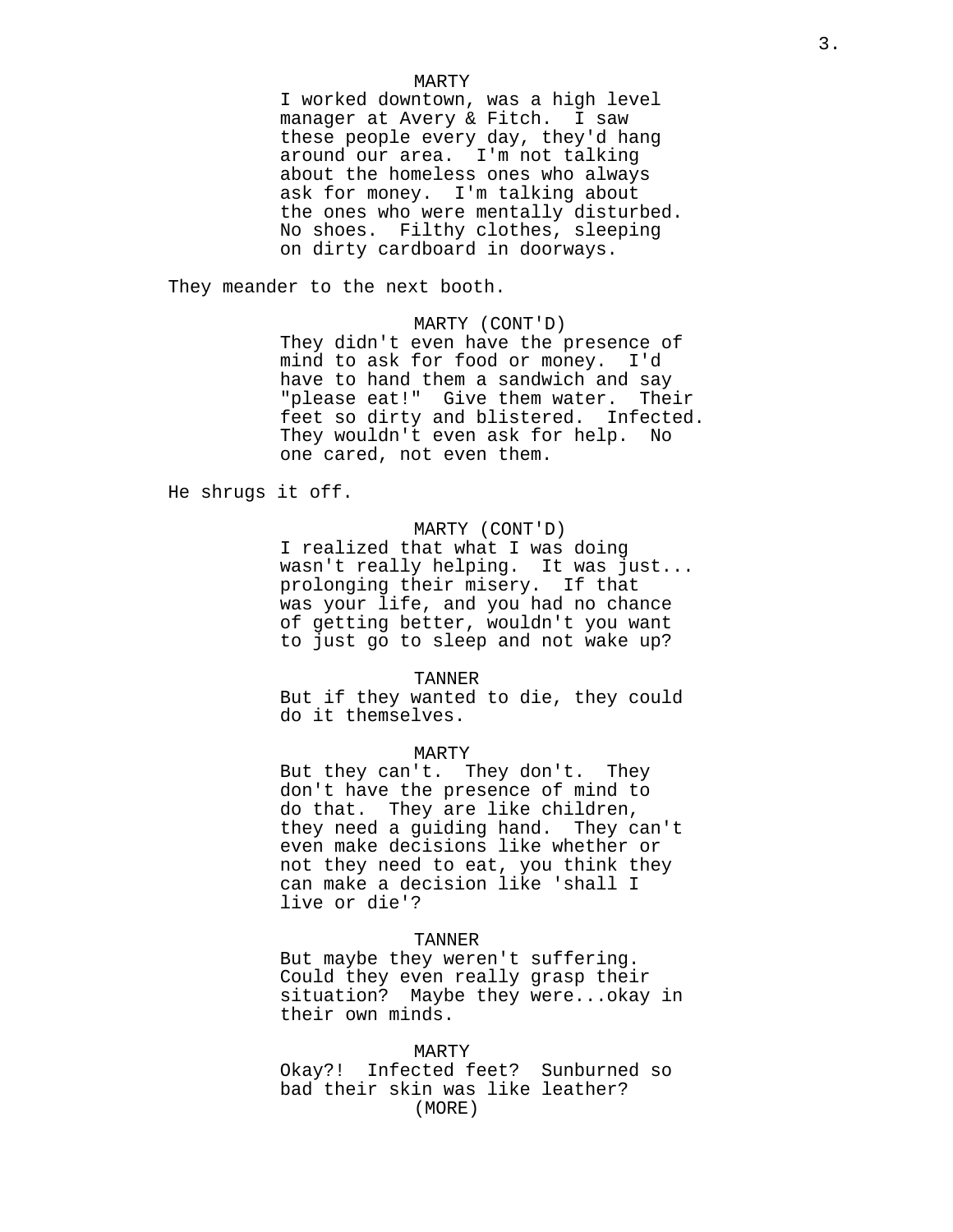MARTY
I worked downtown, was a high level manager at Avery & Fitch. I saw these people every day, they'd hang around our area. I'm not talking about the homeless ones who always ask for money. I'm talking about the ones who were mentally disturbed. No shoes. Filthy clothes, sleeping on dirty cardboard in doorways.

They meander to the next booth.

MARTY (CONT'D)
They didn't even have the presence of mind to ask for food or money. I'd have to hand them a sandwich and say "please eat!" Give them water. Their feet so dirty and blistered. Infected. They wouldn't even ask for help. No one cared, not even them.

He shrugs it off.

MARTY (CONT'D)
I realized that what I was doing wasn't really helping. It was just... prolonging their misery. If that was your life, and you had no chance of getting better, wouldn't you want to just go to sleep and not wake up?

TANNER
But if they wanted to die, they could do it themselves.

MARTY
But they can't. They don't. They don't have the presence of mind to do that. They are like children, they need a guiding hand. They can't even make decisions like whether or not they need to eat, you think they can make a decision like 'shall I live or die'?

TANNER
But maybe they weren't suffering. Could they even really grasp their situation? Maybe they were...okay in their own minds.

MARTY
Okay?! Infected feet? Sunburned so bad their skin was like leather?
(MORE)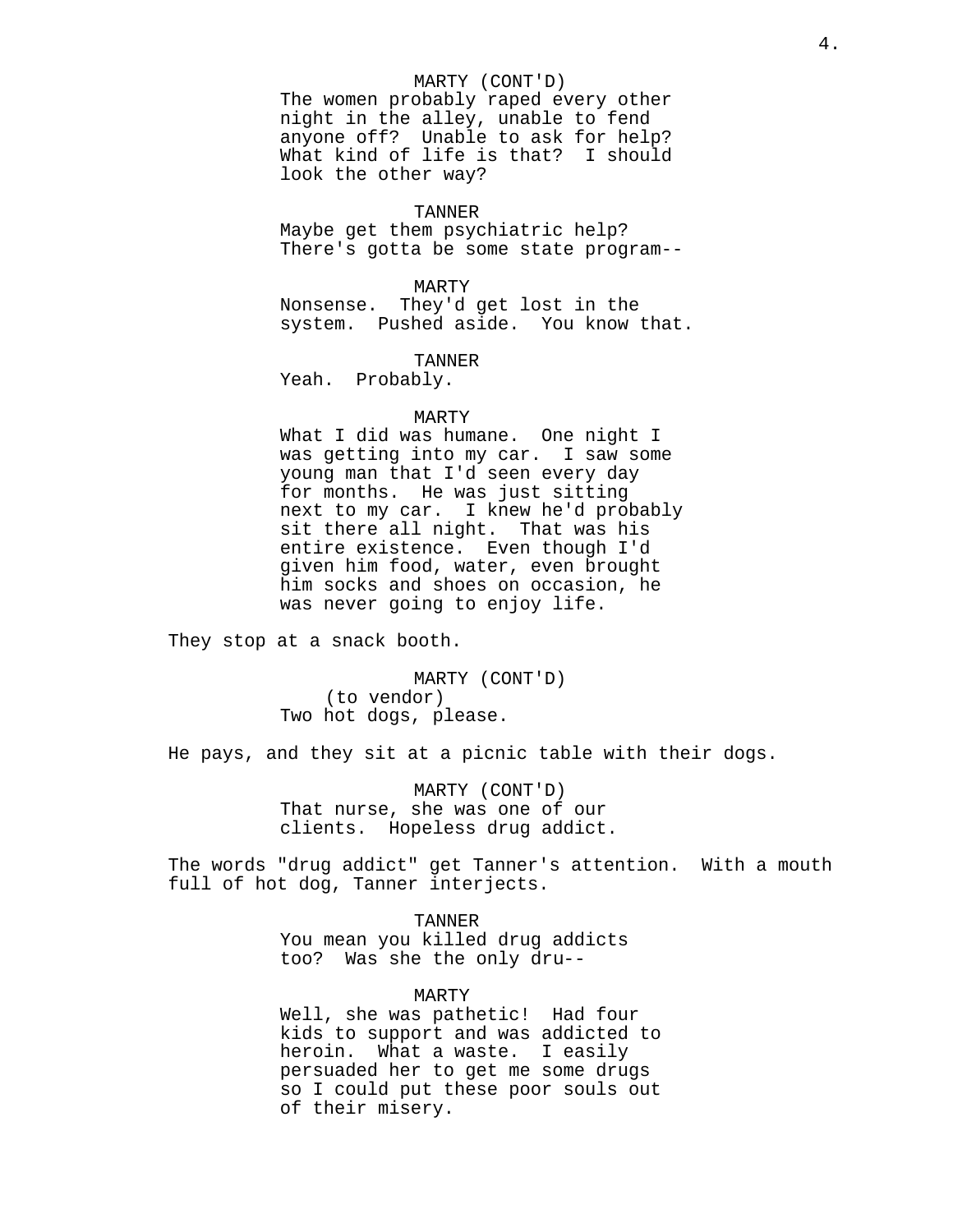MARTY (CONT'D)
The women probably raped every other night in the alley, unable to fend anyone off? Unable to ask for help? What kind of life is that? I should look the other way?

TANNER
Maybe get them psychiatric help? There's gotta be some state program--

MARTY
Nonsense. They'd get lost in the system. Pushed aside. You know that.

TANNER
Yeah. Probably.

MARTY
What I did was humane. One night I was getting into my car. I saw some young man that I'd seen every day for months. He was just sitting next to my car. I knew he'd probably sit there all night. That was his entire existence. Even though I'd given him food, water, even brought him socks and shoes on occasion, he was never going to enjoy life.

They stop at a snack booth.

MARTY (CONT'D)
(to vendor)
Two hot dogs, please.

He pays, and they sit at a picnic table with their dogs.

MARTY (CONT'D)
That nurse, she was one of our clients. Hopeless drug addict.

The words "drug addict" get Tanner's attention. With a mouth full of hot dog, Tanner interjects.

TANNER
You mean you killed drug addicts too? Was she the only dru--

MARTY
Well, she was pathetic! Had four kids to support and was addicted to heroin. What a waste. I easily persuaded her to get me some drugs so I could put these poor souls out of their misery.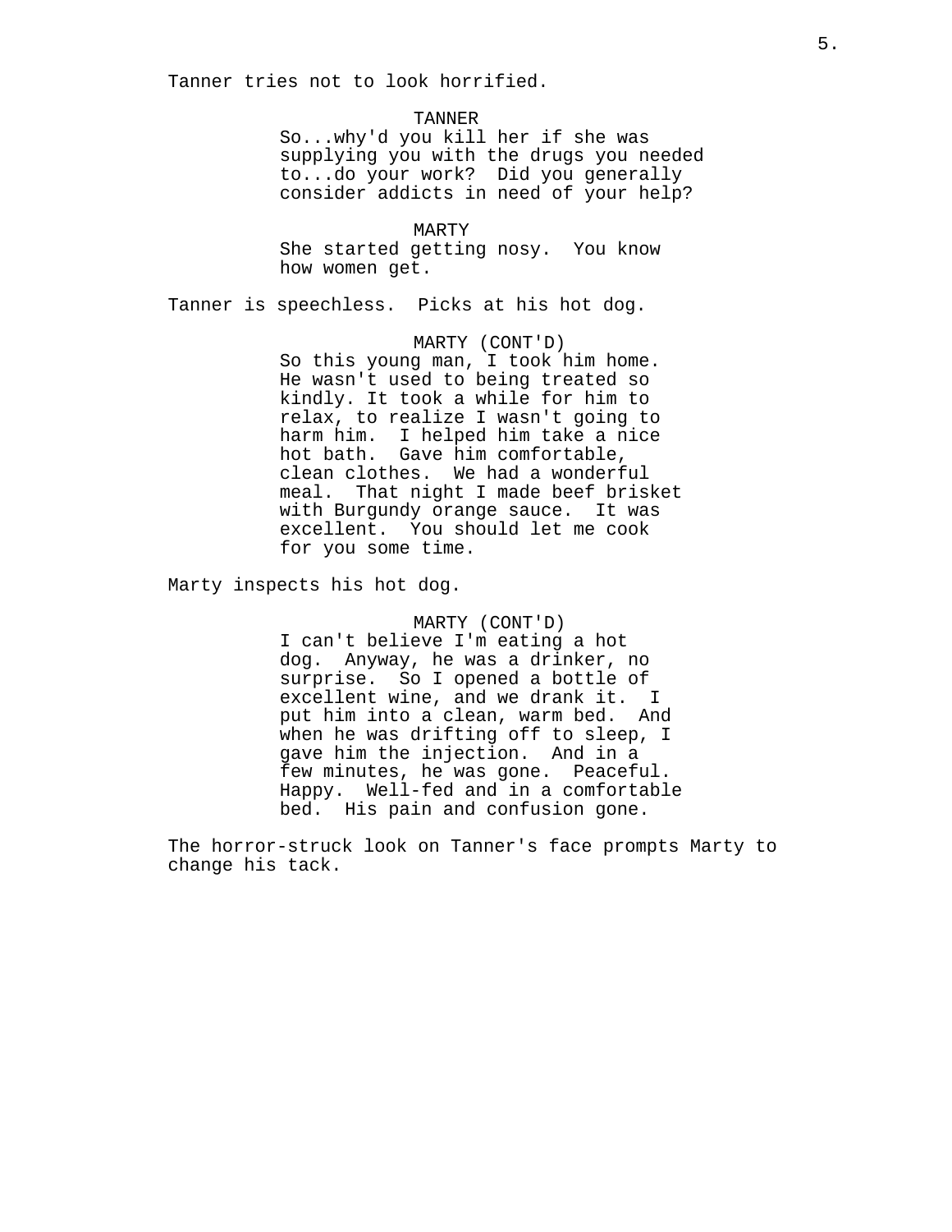Tanner tries not to look horrified.

TANNER
So...why'd you kill her if she was supplying you with the drugs you needed to...do your work? Did you generally consider addicts in need of your help?

MARTY
She started getting nosy. You know how women get.

Tanner is speechless. Picks at his hot dog.

MARTY (CONT'D)
So this young man, I took him home. He wasn't used to being treated so kindly. It took a while for him to relax, to realize I wasn't going to harm him. I helped him take a nice hot bath. Gave him comfortable, clean clothes. We had a wonderful meal. That night I made beef brisket with Burgundy orange sauce. It was excellent. You should let me cook for you some time.

Marty inspects his hot dog.

MARTY (CONT'D)
I can't believe I'm eating a hot dog. Anyway, he was a drinker, no surprise. So I opened a bottle of excellent wine, and we drank it. I put him into a clean, warm bed. And when he was drifting off to sleep, I gave him the injection. And in a few minutes, he was gone. Peaceful. Happy. Well-fed and in a comfortable bed. His pain and confusion gone.

The horror-struck look on Tanner's face prompts Marty to change his tack.